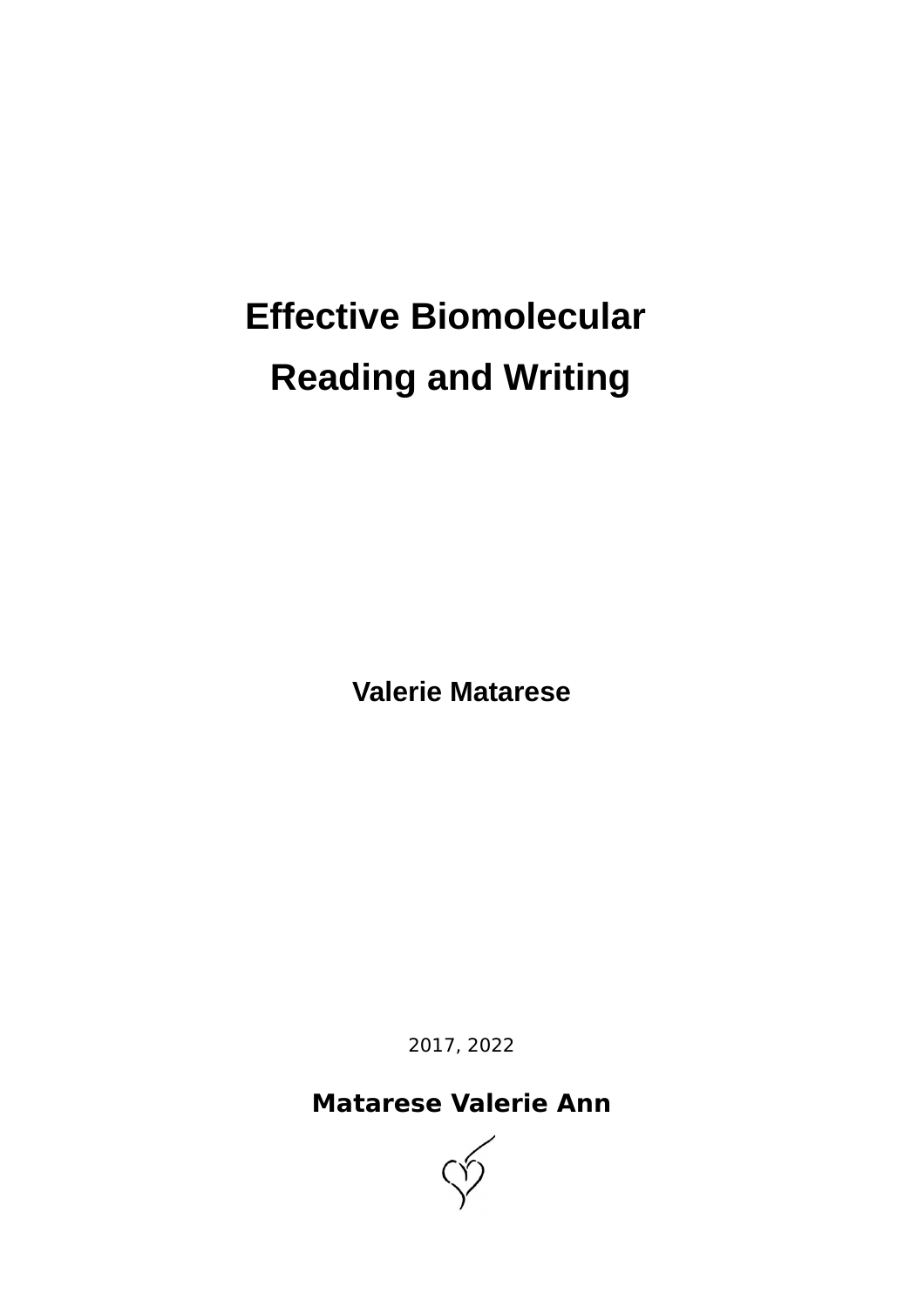# Effective Biomolecular Reading and Writing

**Valerie Matarese**

2017, 2022

**Matarese Valerie Ann**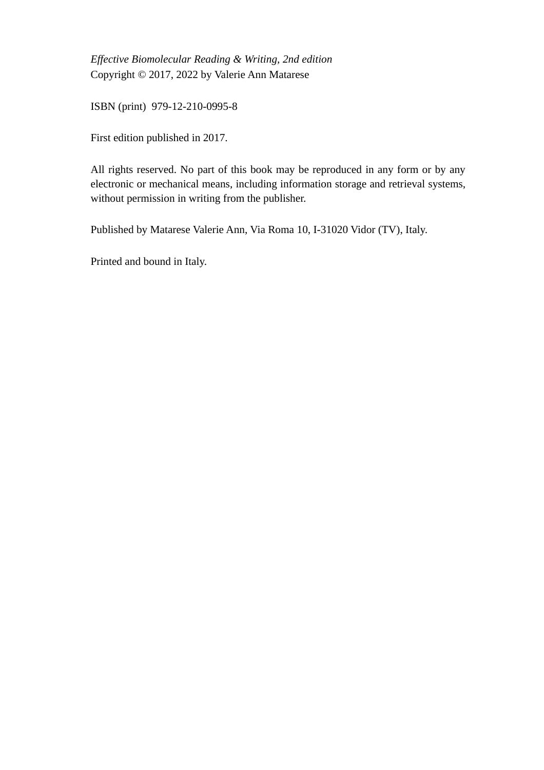*Effective Biomolecular Reading & Writing, 2nd edition*
Copyright © 2017, 2022 by Valerie Ann Matarese

ISBN (print) 979-12-210-0995-8

First edition published in 2017.

All rights reserved. No part of this book may be reproduced in any form or by any electronic or mechanical means, including information storage and retrieval systems, without permission in writing from the publisher.

Published by Matarese Valerie Ann, Via Roma 10, I-31020 Vidor (TV), Italy.

Printed and bound in Italy.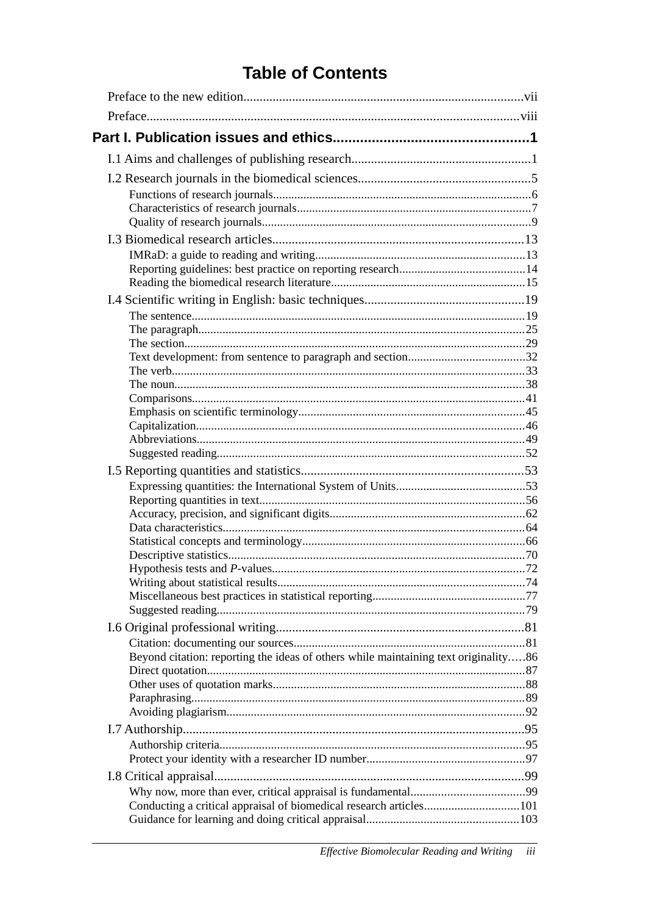# Table of Contents

Preface to the new edition......vii

Preface......viii

## Part I. Publication issues and ethics......1

I.1 Aims and challenges of publishing research......1

I.2 Research journals in the biomedical sciences......5

- Functions of research journals......6
- Characteristics of research journals......7
- Quality of research journals......9

I.3 Biomedical research articles......13

- IMRaD: a guide to reading and writing......13
- Reporting guidelines: best practice on reporting research......14
- Reading the biomedical research literature......15

I.4 Scientific writing in English: basic techniques......19

- The sentence......19
- The paragraph......25
- The section......29
- Text development: from sentence to paragraph and section......32
- The verb......33
- The noun......38
- Comparisons......41
- Emphasis on scientific terminology......45
- Capitalization......46
- Abbreviations......49
- Suggested reading......52

I.5 Reporting quantities and statistics......53

- Expressing quantities: the International System of Units......53
- Reporting quantities in text......56
- Accuracy, precision, and significant digits......62
- Data characteristics......64
- Statistical concepts and terminology......66
- Descriptive statistics......70
- Hypothesis tests and *P*-values......72
- Writing about statistical results......74
- Miscellaneous best practices in statistical reporting......77
- Suggested reading......79

I.6 Original professional writing......81

- Citation: documenting our sources......81
- Beyond citation: reporting the ideas of others while maintaining text originality......86
- Direct quotation......87
- Other uses of quotation marks......88
- Paraphrasing......89
- Avoiding plagiarism......92

I.7 Authorship......95

- Authorship criteria......95
- Protect your identity with a researcher ID number......97

I.8 Critical appraisal......99

- Why now, more than ever, critical appraisal is fundamental......99
- Conducting a critical appraisal of biomedical research articles......101
- Guidance for learning and doing critical appraisal......103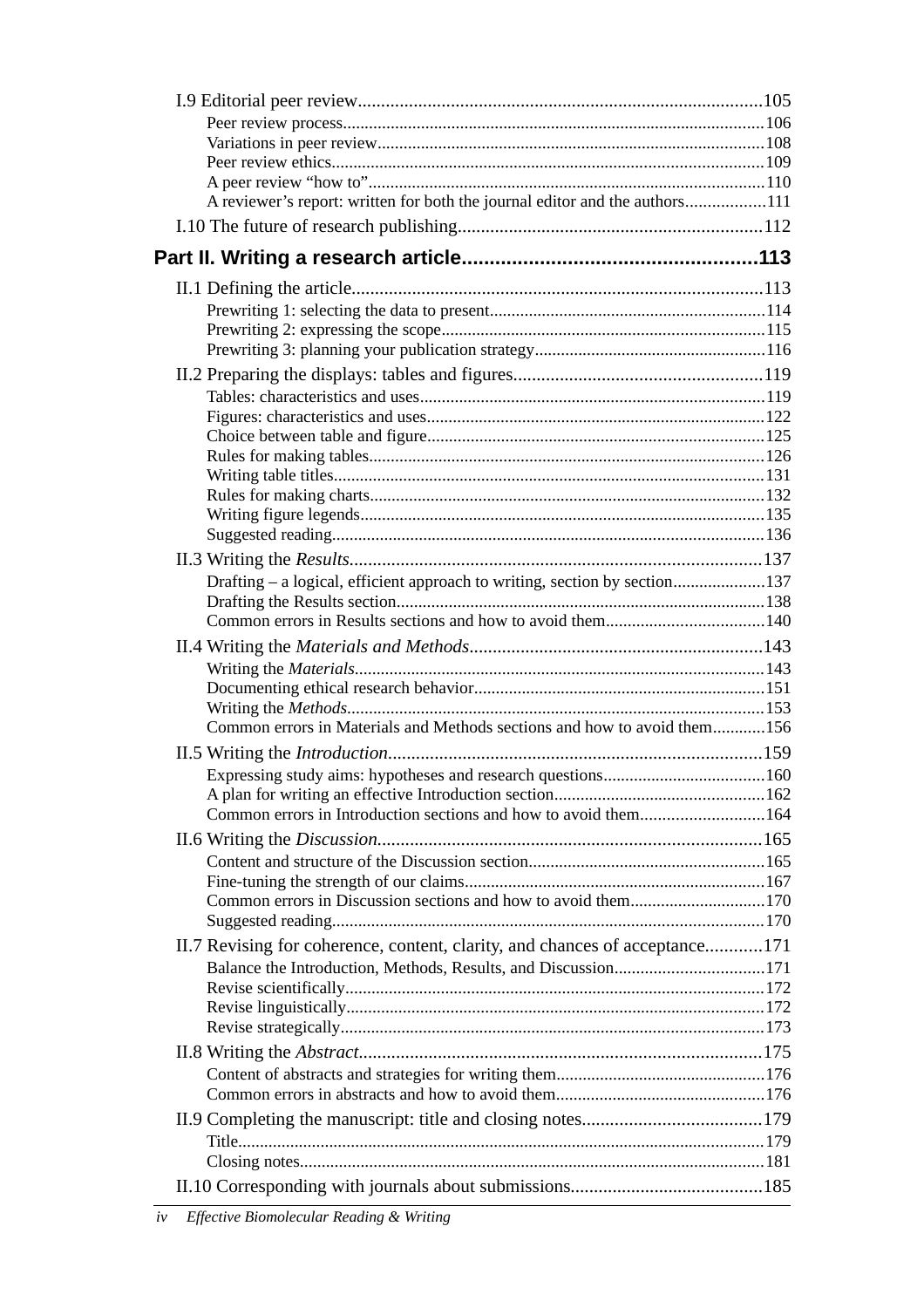I.9 Editorial peer review......................................................................................105
- Peer review process.......................................................................................106
- Variations in peer review...............................................................................108
- Peer review ethics..........................................................................................109
- A peer review “how to”..................................................................................110
- A reviewer’s report: written for both the journal editor and the authors..................111

I.10 The future of research publishing..................................................................112

**Part II. Writing a research article.....................................................113**

II.1 Defining the article........................................................................................113
- Prewriting 1: selecting the data to present.............................................................114
- Prewriting 2: expressing the scope.........................................................................115
- Prewriting 3: planning your publication strategy....................................................116

II.2 Preparing the displays: tables and figures.....................................................119
- Tables: characteristics and uses..............................................................................119
- Figures: characteristics and uses.............................................................................122
- Choice between table and figure............................................................................125
- Rules for making tables..........................................................................................126
- Writing table titles..................................................................................................131
- Rules for making charts..........................................................................................132
- Writing figure legends............................................................................................135
- Suggested reading...................................................................................................136

II.3 Writing the *Results*........................................................................................137
- Drafting – a logical, efficient approach to writing, section by section.....................137
- Drafting the Results section....................................................................................138
- Common errors in Results sections and how to avoid them....................................140

II.4 Writing the *Materials and Methods*...............................................................143
- Writing the *Materials*.............................................................................................143
- Documenting ethical research behavior..................................................................151
- Writing the *Methods*...............................................................................................153
- Common errors in Materials and Methods sections and how to avoid them............156

II.5 Writing the *Introduction*................................................................................159
- Expressing study aims: hypotheses and research questions.....................................160
- A plan for writing an effective Introduction section................................................162
- Common errors in Introduction sections and how to avoid them............................164

II.6 Writing the *Discussion*..................................................................................165
- Content and structure of the Discussion section......................................................165
- Fine-tuning the strength of our claims....................................................................167
- Common errors in Discussion sections and how to avoid them...............................170
- Suggested reading...................................................................................................170

II.7 Revising for coherence, content, clarity, and chances of acceptance............171
- Balance the Introduction, Methods, Results, and Discussion..................................171
- Revise scientifically...............................................................................................172
- Revise linguistically...............................................................................................172
- Revise strategically................................................................................................173

II.8 Writing the *Abstract*.....................................................................................175
- Content of abstracts and strategies for writing them................................................176
- Common errors in abstracts and how to avoid them................................................176

II.9 Completing the manuscript: title and closing notes......................................179
- Title........................................................................................................................179
- Closing notes.........................................................................................................181

II.10 Corresponding with journals about submissions.........................................185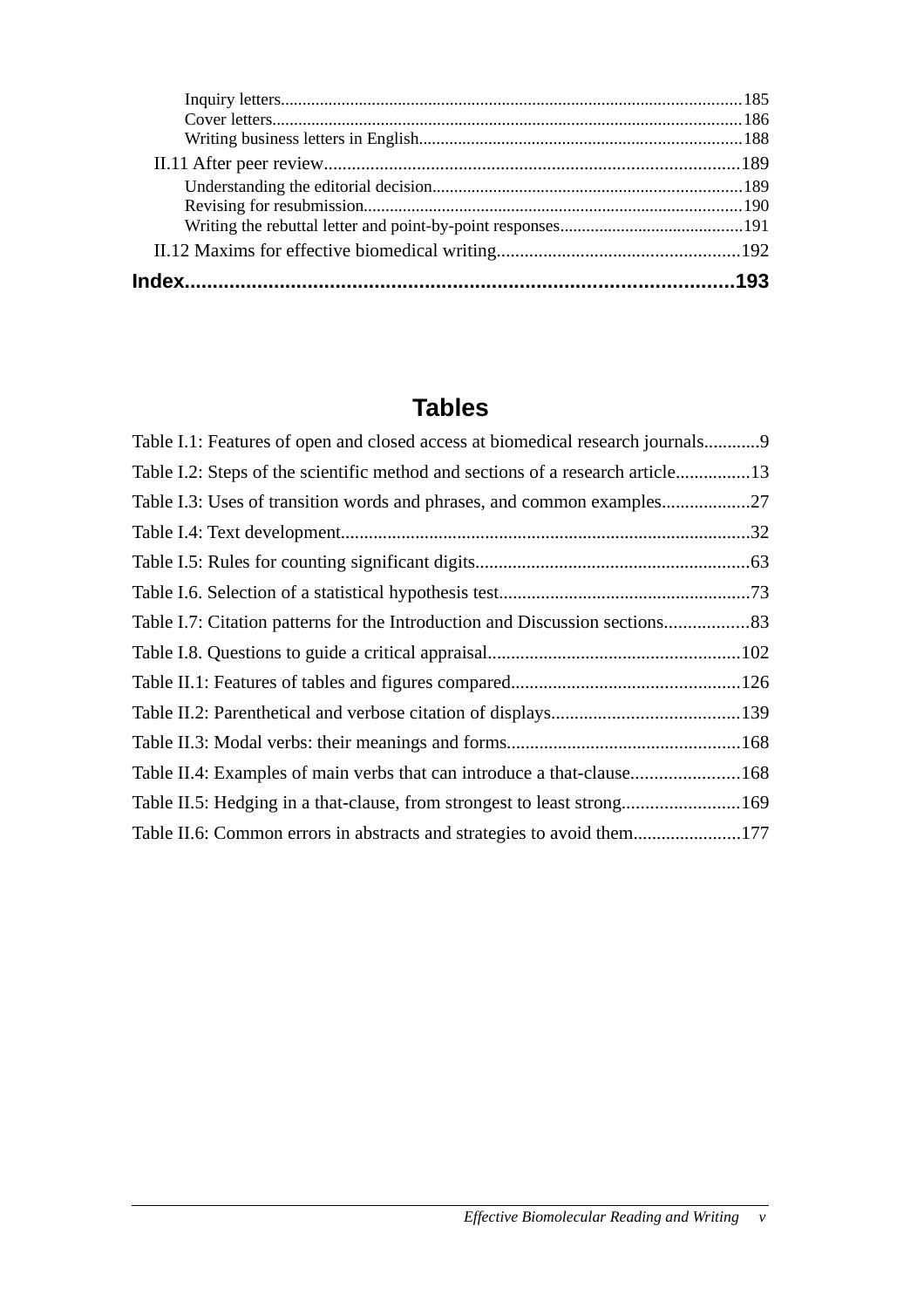Inquiry letters........................................................................................................185
Cover letters..........................................................................................................186
Writing business letters in English.........................................................................188

II.11 After peer review.........................................................................................189

Understanding the editorial decision......................................................................189
Revising for resubmission.....................................................................................190
Writing the rebuttal letter and point-by-point responses..........................................191

II.12 Maxims for effective biomedical writing....................................................192

**Index...............................................................................................193**

## Tables

Table I.1: Features of open and closed access at biomedical research journals............9

Table I.2: Steps of the scientific method and sections of a research article................13

Table I.3: Uses of transition words and phrases, and common examples...................27

Table I.4: Text development........................................................................................32

Table I.5: Rules for counting significant digits...........................................................63

Table I.6. Selection of a statistical hypothesis test......................................................73

Table I.7: Citation patterns for the Introduction and Discussion sections..................83

Table I.8. Questions to guide a critical appraisal......................................................102

Table II.1: Features of tables and figures compared.................................................126

Table II.2: Parenthetical and verbose citation of displays........................................139

Table II.3: Modal verbs: their meanings and forms..................................................168

Table II.4: Examples of main verbs that can introduce a that-clause.......................168

Table II.5: Hedging in a that-clause, from strongest to least strong.........................169

Table II.6: Common errors in abstracts and strategies to avoid them.......................177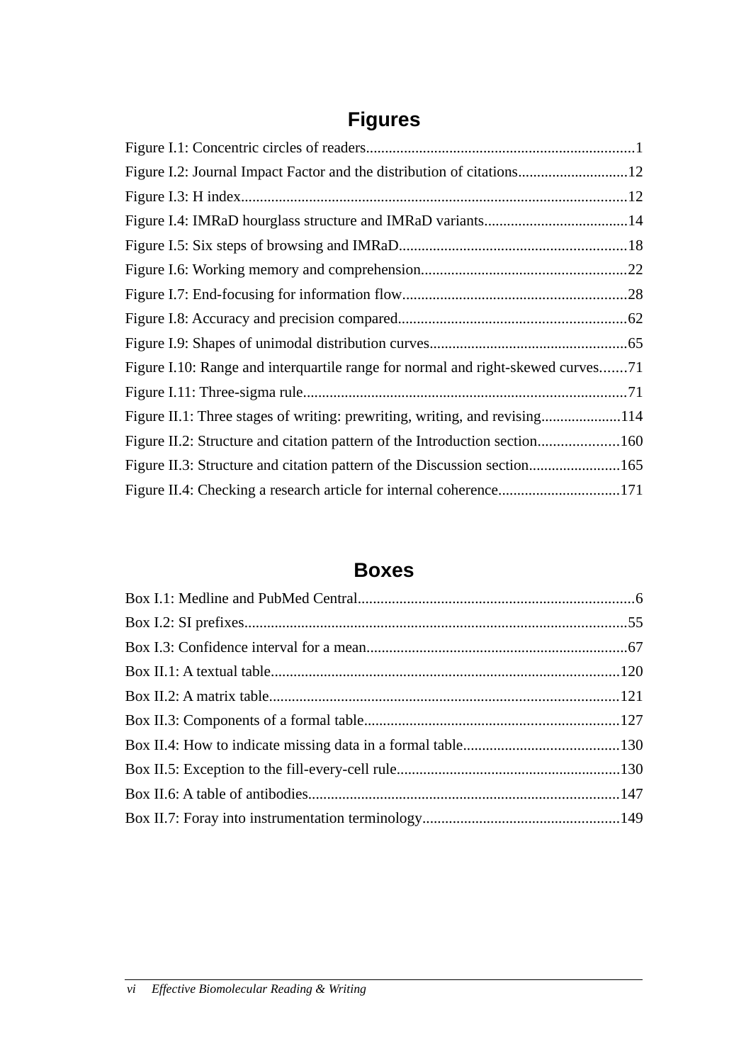## Figures

Figure I.1: Concentric circles of readers.......................................................................1

Figure I.2: Journal Impact Factor and the distribution of citations.............................12

Figure I.3: H index.....................................................................................................12

Figure I.4: IMRaD hourglass structure and IMRaD variants......................................14

Figure I.5: Six steps of browsing and IMRaD............................................................18

Figure I.6: Working memory and comprehension......................................................22

Figure I.7: End-focusing for information flow...........................................................28

Figure I.8: Accuracy and precision compared............................................................62

Figure I.9: Shapes of unimodal distribution curves....................................................65

Figure I.10: Range and interquartile range for normal and right-skewed curves.......71

Figure I.11: Three-sigma rule.....................................................................................71

Figure II.1: Three stages of writing: prewriting, writing, and revising.....................114

Figure II.2: Structure and citation pattern of the Introduction section.....................160

Figure II.3: Structure and citation pattern of the Discussion section........................165

Figure II.4: Checking a research article for internal coherence................................171

## Boxes

Box I.1: Medline and PubMed Central.........................................................................6

Box I.2: SI prefixes....................................................................................................55

Box I.3: Confidence interval for a mean.....................................................................67

Box II.1: A textual table............................................................................................120

Box II.2: A matrix table............................................................................................121

Box II.3: Components of a formal table...................................................................127

Box II.4: How to indicate missing data in a formal table.........................................130

Box II.5: Exception to the fill-every-cell rule...........................................................130

Box II.6: A table of antibodies.................................................................................147

Box II.7: Foray into instrumentation terminology....................................................149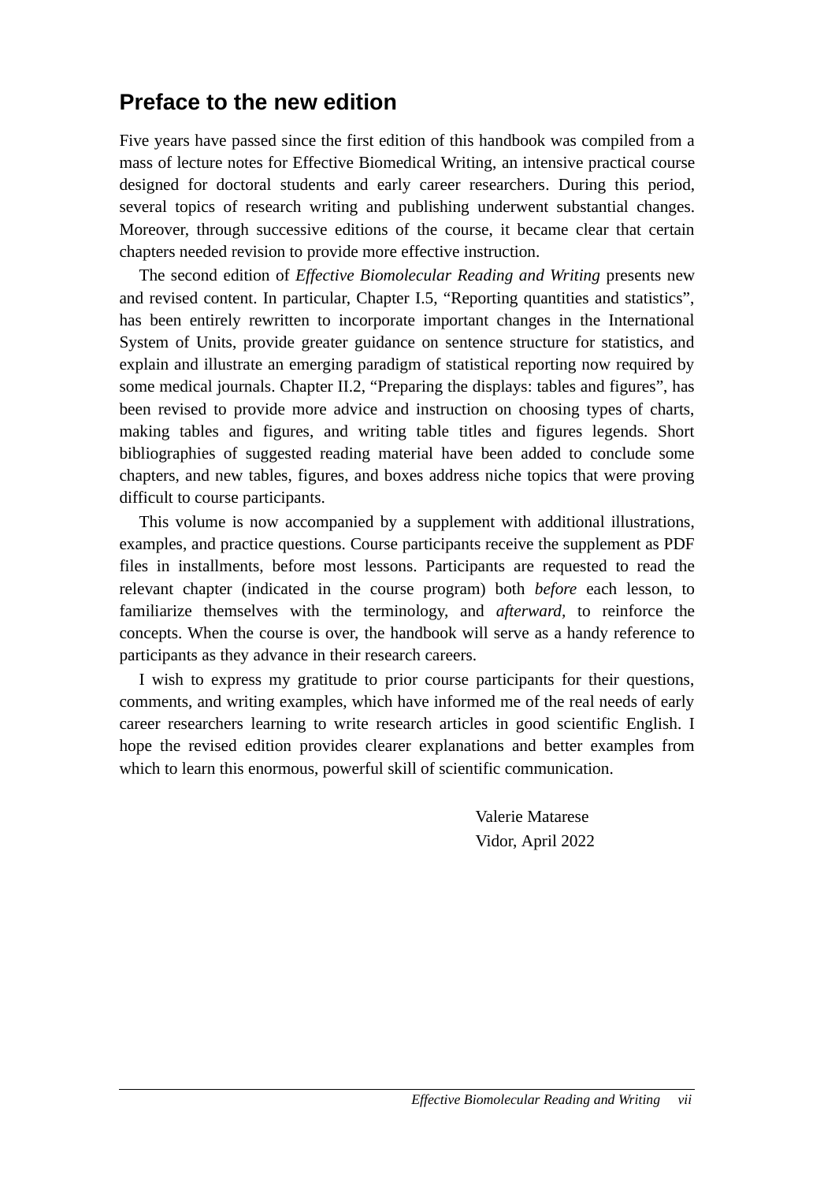## Preface to the new edition

Five years have passed since the first edition of this handbook was compiled from a mass of lecture notes for Effective Biomedical Writing, an intensive practical course designed for doctoral students and early career researchers. During this period, several topics of research writing and publishing underwent substantial changes. Moreover, through successive editions of the course, it became clear that certain chapters needed revision to provide more effective instruction.

The second edition of *Effective Biomolecular Reading and Writing* presents new and revised content. In particular, Chapter I.5, "Reporting quantities and statistics", has been entirely rewritten to incorporate important changes in the International System of Units, provide greater guidance on sentence structure for statistics, and explain and illustrate an emerging paradigm of statistical reporting now required by some medical journals. Chapter II.2, "Preparing the displays: tables and figures", has been revised to provide more advice and instruction on choosing types of charts, making tables and figures, and writing table titles and figures legends. Short bibliographies of suggested reading material have been added to conclude some chapters, and new tables, figures, and boxes address niche topics that were proving difficult to course participants.

This volume is now accompanied by a supplement with additional illustrations, examples, and practice questions. Course participants receive the supplement as PDF files in installments, before most lessons. Participants are requested to read the relevant chapter (indicated in the course program) both *before* each lesson, to familiarize themselves with the terminology, and *afterward*, to reinforce the concepts. When the course is over, the handbook will serve as a handy reference to participants as they advance in their research careers.

I wish to express my gratitude to prior course participants for their questions, comments, and writing examples, which have informed me of the real needs of early career researchers learning to write research articles in good scientific English. I hope the revised edition provides clearer explanations and better examples from which to learn this enormous, powerful skill of scientific communication.

Valerie Matarese
Vidor, April 2022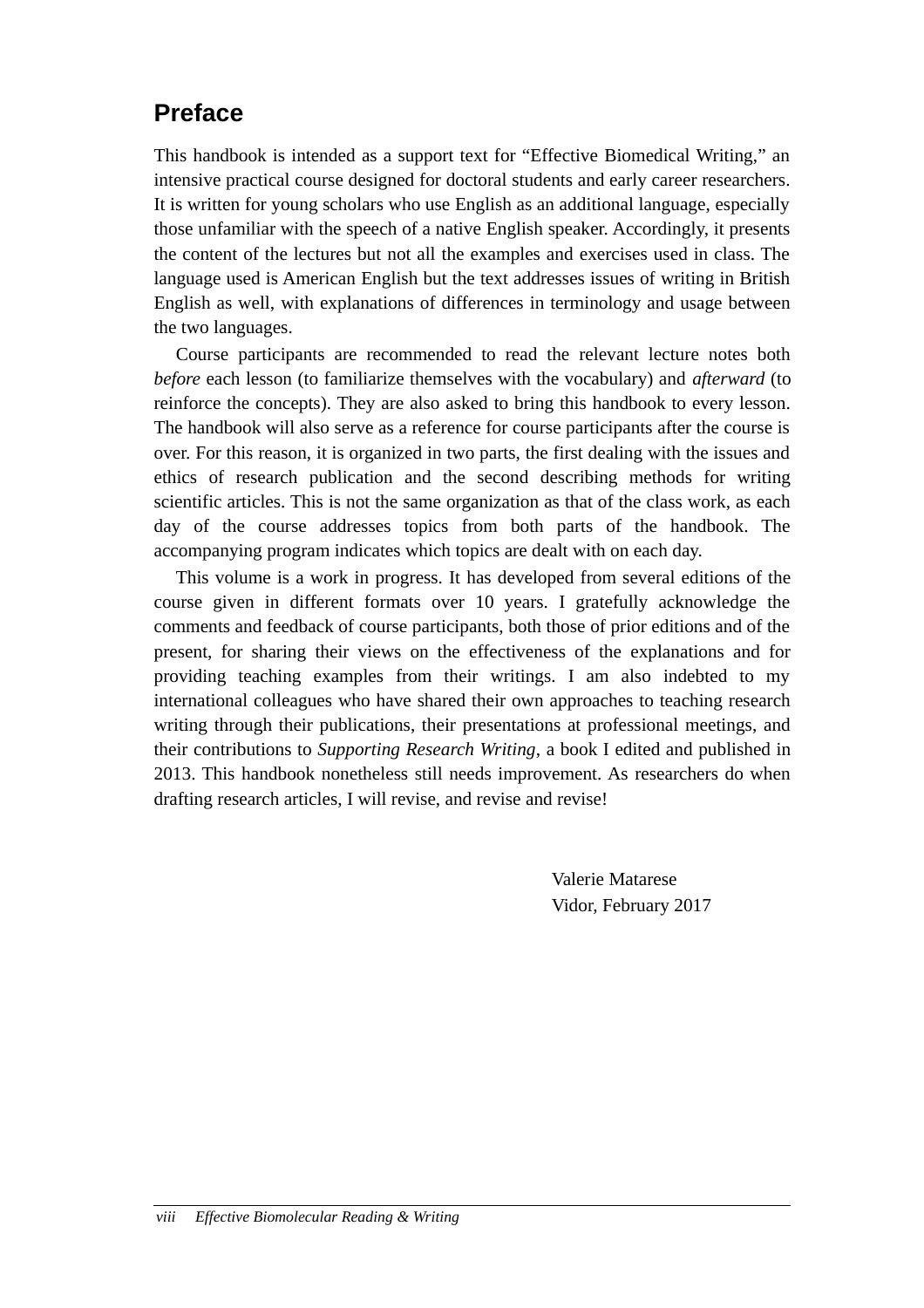# Preface

This handbook is intended as a support text for "Effective Biomedical Writing," an intensive practical course designed for doctoral students and early career researchers. It is written for young scholars who use English as an additional language, especially those unfamiliar with the speech of a native English speaker. Accordingly, it presents the content of the lectures but not all the examples and exercises used in class. The language used is American English but the text addresses issues of writing in British English as well, with explanations of differences in terminology and usage between the two languages.

Course participants are recommended to read the relevant lecture notes both *before* each lesson (to familiarize themselves with the vocabulary) and *afterward* (to reinforce the concepts). They are also asked to bring this handbook to every lesson. The handbook will also serve as a reference for course participants after the course is over. For this reason, it is organized in two parts, the first dealing with the issues and ethics of research publication and the second describing methods for writing scientific articles. This is not the same organization as that of the class work, as each day of the course addresses topics from both parts of the handbook. The accompanying program indicates which topics are dealt with on each day.

This volume is a work in progress. It has developed from several editions of the course given in different formats over 10 years. I gratefully acknowledge the comments and feedback of course participants, both those of prior editions and of the present, for sharing their views on the effectiveness of the explanations and for providing teaching examples from their writings. I am also indebted to my international colleagues who have shared their own approaches to teaching research writing through their publications, their presentations at professional meetings, and their contributions to *Supporting Research Writing*, a book I edited and published in 2013. This handbook nonetheless still needs improvement. As researchers do when drafting research articles, I will revise, and revise and revise!

Valerie Matarese
Vidor, February 2017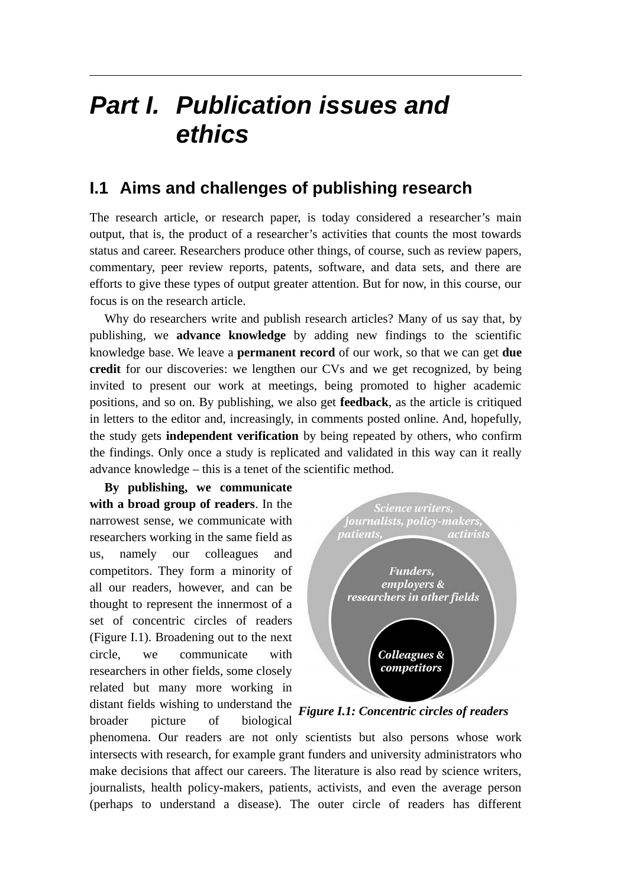# Part I. Publication issues and ethics

## I.1 Aims and challenges of publishing research

The research article, or research paper, is today considered a researcher's main output, that is, the product of a researcher's activities that counts the most towards status and career. Researchers produce other things, of course, such as review papers, commentary, peer review reports, patents, software, and data sets, and there are efforts to give these types of output greater attention. But for now, in this course, our focus is on the research article.

Why do researchers write and publish research articles? Many of us say that, by publishing, we **advance knowledge** by adding new findings to the scientific knowledge base. We leave a **permanent record** of our work, so that we can get **due credit** for our discoveries: we lengthen our CVs and we get recognized, by being invited to present our work at meetings, being promoted to higher academic positions, and so on. By publishing, we also get **feedback**, as the article is critiqued in letters to the editor and, increasingly, in comments posted online. And, hopefully, the study gets **independent verification** by being repeated by others, who confirm the findings. Only once a study is replicated and validated in this way can it really advance knowledge – this is a tenet of the scientific method.

**By publishing, we communicate with a broad group of readers**. In the narrowest sense, we communicate with researchers working in the same field as us, namely our colleagues and competitors. They form a minority of all our readers, however, and can be thought to represent the innermost of a set of concentric circles of readers (Figure I.1). Broadening out to the next circle, we communicate with researchers in other fields, some closely related but many more working in distant fields wishing to understand the broader picture of biological phenomena. Our readers are not only scientists but also persons whose work intersects with research, for example grant funders and university administrators who make decisions that affect our careers. The literature is also read by science writers, journalists, health policy-makers, patients, activists, and even the average person (perhaps to understand a disease). The outer circle of readers has different

Science writers, journalists, policy-makers, patients, activists

Funders, employers & researchers in other fields

Colleagues & competitors

***Figure I.1: Concentric circles of readers***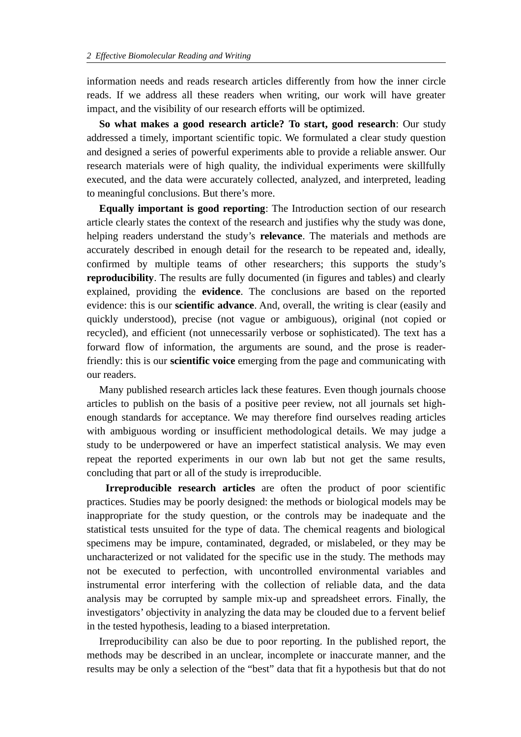information needs and reads research articles differently from how the inner circle reads. If we address all these readers when writing, our work will have greater impact, and the visibility of our research efforts will be optimized.

**So what makes a good research article? To start, good research**: Our study addressed a timely, important scientific topic. We formulated a clear study question and designed a series of powerful experiments able to provide a reliable answer. Our research materials were of high quality, the individual experiments were skillfully executed, and the data were accurately collected, analyzed, and interpreted, leading to meaningful conclusions. But there's more.

**Equally important is good reporting**: The Introduction section of our research article clearly states the context of the research and justifies why the study was done, helping readers understand the study's **relevance**. The materials and methods are accurately described in enough detail for the research to be repeated and, ideally, confirmed by multiple teams of other researchers; this supports the study's **reproducibility**. The results are fully documented (in figures and tables) and clearly explained, providing the **evidence**. The conclusions are based on the reported evidence: this is our **scientific advance**. And, overall, the writing is clear (easily and quickly understood), precise (not vague or ambiguous), original (not copied or recycled), and efficient (not unnecessarily verbose or sophisticated). The text has a forward flow of information, the arguments are sound, and the prose is reader-friendly: this is our **scientific voice** emerging from the page and communicating with our readers.

Many published research articles lack these features. Even though journals choose articles to publish on the basis of a positive peer review, not all journals set high-enough standards for acceptance. We may therefore find ourselves reading articles with ambiguous wording or insufficient methodological details. We may judge a study to be underpowered or have an imperfect statistical analysis. We may even repeat the reported experiments in our own lab but not get the same results, concluding that part or all of the study is irreproducible.

**Irreproducible research articles** are often the product of poor scientific practices. Studies may be poorly designed: the methods or biological models may be inappropriate for the study question, or the controls may be inadequate and the statistical tests unsuited for the type of data. The chemical reagents and biological specimens may be impure, contaminated, degraded, or mislabeled, or they may be uncharacterized or not validated for the specific use in the study. The methods may not be executed to perfection, with uncontrolled environmental variables and instrumental error interfering with the collection of reliable data, and the data analysis may be corrupted by sample mix-up and spreadsheet errors. Finally, the investigators' objectivity in analyzing the data may be clouded due to a fervent belief in the tested hypothesis, leading to a biased interpretation.

Irreproducibility can also be due to poor reporting. In the published report, the methods may be described in an unclear, incomplete or inaccurate manner, and the results may be only a selection of the "best" data that fit a hypothesis but that do not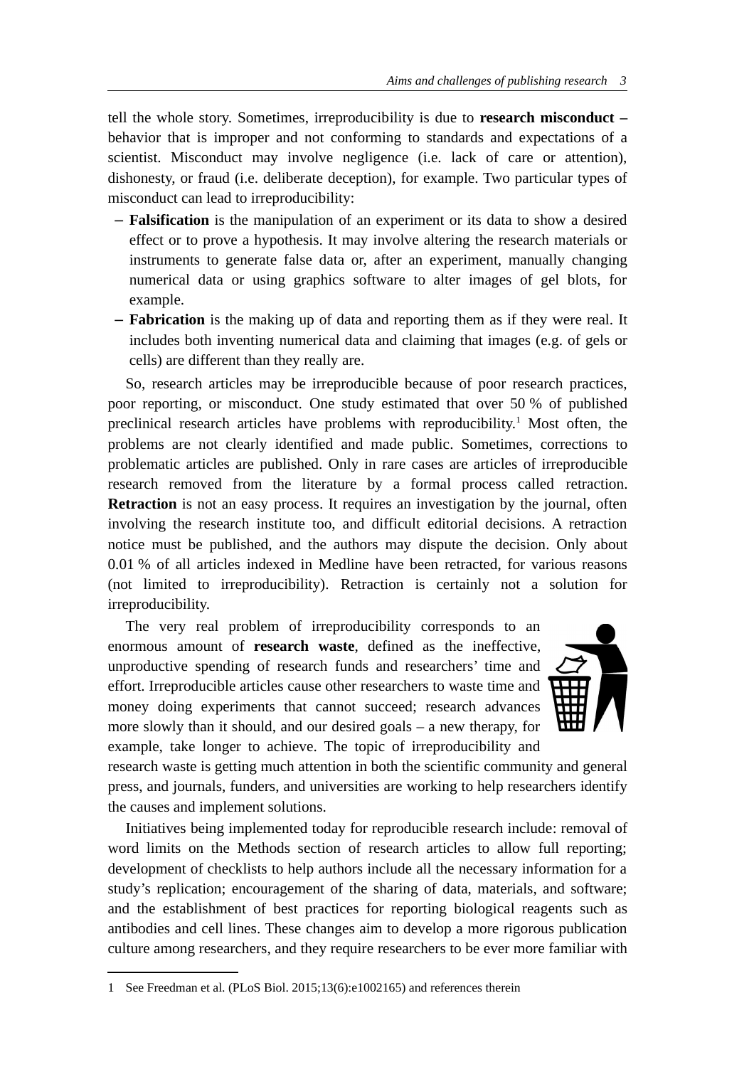tell the whole story. Sometimes, irreproducibility is due to **research misconduct** – behavior that is improper and not conforming to standards and expectations of a scientist. Misconduct may involve negligence (i.e. lack of care or attention), dishonesty, or fraud (i.e. deliberate deception), for example. Two particular types of misconduct can lead to irreproducibility:

– **Falsification** is the manipulation of an experiment or its data to show a desired effect or to prove a hypothesis. It may involve altering the research materials or instruments to generate false data or, after an experiment, manually changing numerical data or using graphics software to alter images of gel blots, for example.
– **Fabrication** is the making up of data and reporting them as if they were real. It includes both inventing numerical data and claiming that images (e.g. of gels or cells) are different than they really are.

So, research articles may be irreproducible because of poor research practices, poor reporting, or misconduct. One study estimated that over 50 % of published preclinical research articles have problems with reproducibility.[1] Most often, the problems are not clearly identified and made public. Sometimes, corrections to problematic articles are published. Only in rare cases are articles of irreproducible research removed from the literature by a formal process called retraction. **Retraction** is not an easy process. It requires an investigation by the journal, often involving the research institute too, and difficult editorial decisions. A retraction notice must be published, and the authors may dispute the decision. Only about 0.01 % of all articles indexed in Medline have been retracted, for various reasons (not limited to irreproducibility). Retraction is certainly not a solution for irreproducibility.

The very real problem of irreproducibility corresponds to an enormous amount of **research waste**, defined as the ineffective, unproductive spending of research funds and researchers' time and effort. Irreproducible articles cause other researchers to waste time and money doing experiments that cannot succeed; research advances more slowly than it should, and our desired goals – a new therapy, for example, take longer to achieve. The topic of irreproducibility and research waste is getting much attention in both the scientific community and general press, and journals, funders, and universities are working to help researchers identify the causes and implement solutions.

Initiatives being implemented today for reproducible research include: removal of word limits on the Methods section of research articles to allow full reporting; development of checklists to help authors include all the necessary information for a study's replication; encouragement of the sharing of data, materials, and software; and the establishment of best practices for reporting biological reagents such as antibodies and cell lines. These changes aim to develop a more rigorous publication culture among researchers, and they require researchers to be ever more familiar with

---

1 See Freedman et al. (PLoS Biol. 2015;13(6):e1002165) and references therein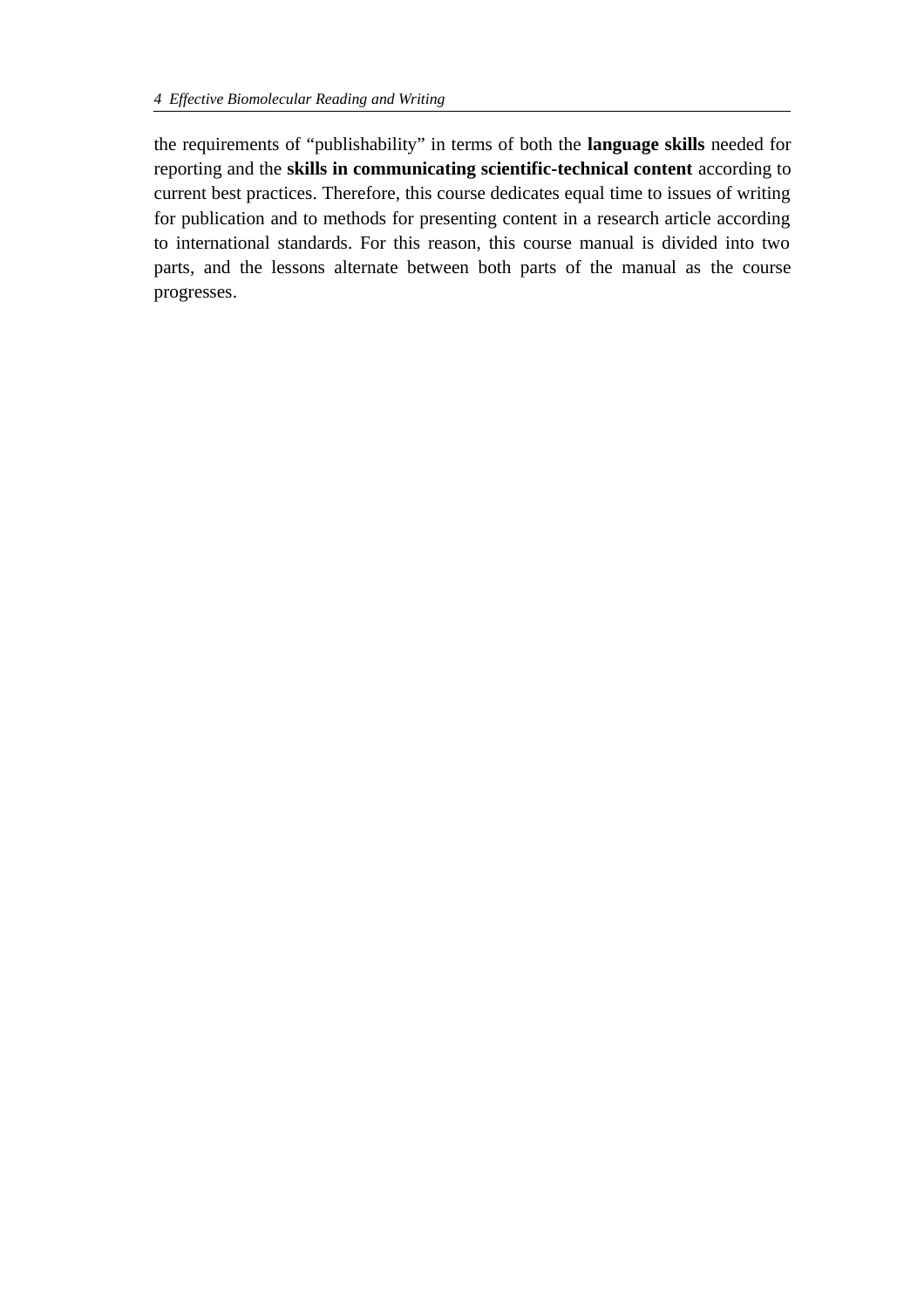the requirements of "publishability" in terms of both the **language skills** needed for reporting and the **skills in communicating scientific-technical content** according to current best practices. Therefore, this course dedicates equal time to issues of writing for publication and to methods for presenting content in a research article according to international standards. For this reason, this course manual is divided into two parts, and the lessons alternate between both parts of the manual as the course progresses.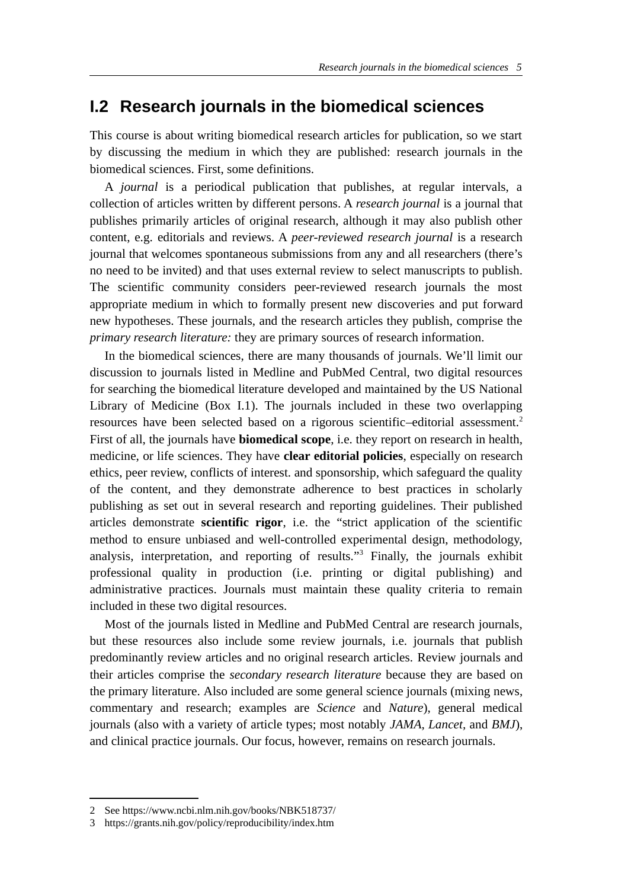## I.2 Research journals in the biomedical sciences

This course is about writing biomedical research articles for publication, so we start by discussing the medium in which they are published: research journals in the biomedical sciences. First, some definitions.

A *journal* is a periodical publication that publishes, at regular intervals, a collection of articles written by different persons. A *research journal* is a journal that publishes primarily articles of original research, although it may also publish other content, e.g. editorials and reviews. A *peer-reviewed research journal* is a research journal that welcomes spontaneous submissions from any and all researchers (there's no need to be invited) and that uses external review to select manuscripts to publish. The scientific community considers peer-reviewed research journals the most appropriate medium in which to formally present new discoveries and put forward new hypotheses. These journals, and the research articles they publish, comprise the *primary research literature:* they are primary sources of research information.

In the biomedical sciences, there are many thousands of journals. We'll limit our discussion to journals listed in Medline and PubMed Central, two digital resources for searching the biomedical literature developed and maintained by the US National Library of Medicine (Box I.1). The journals included in these two overlapping resources have been selected based on a rigorous scientific–editorial assessment.[2] First of all, the journals have **biomedical scope**, i.e. they report on research in health, medicine, or life sciences. They have **clear editorial policies**, especially on research ethics, peer review, conflicts of interest. and sponsorship, which safeguard the quality of the content, and they demonstrate adherence to best practices in scholarly publishing as set out in several research and reporting guidelines. Their published articles demonstrate **scientific rigor**, i.e. the "strict application of the scientific method to ensure unbiased and well-controlled experimental design, methodology, analysis, interpretation, and reporting of results."[3] Finally, the journals exhibit professional quality in production (i.e. printing or digital publishing) and administrative practices. Journals must maintain these quality criteria to remain included in these two digital resources.

Most of the journals listed in Medline and PubMed Central are research journals, but these resources also include some review journals, i.e. journals that publish predominantly review articles and no original research articles. Review journals and their articles comprise the *secondary research literature* because they are based on the primary literature. Also included are some general science journals (mixing news, commentary and research; examples are *Science* and *Nature*), general medical journals (also with a variety of article types; most notably *JAMA*, *Lancet*, and *BMJ*), and clinical practice journals. Our focus, however, remains on research journals.

---

2 See https://www.ncbi.nlm.nih.gov/books/NBK518737/

3 https://grants.nih.gov/policy/reproducibility/index.htm